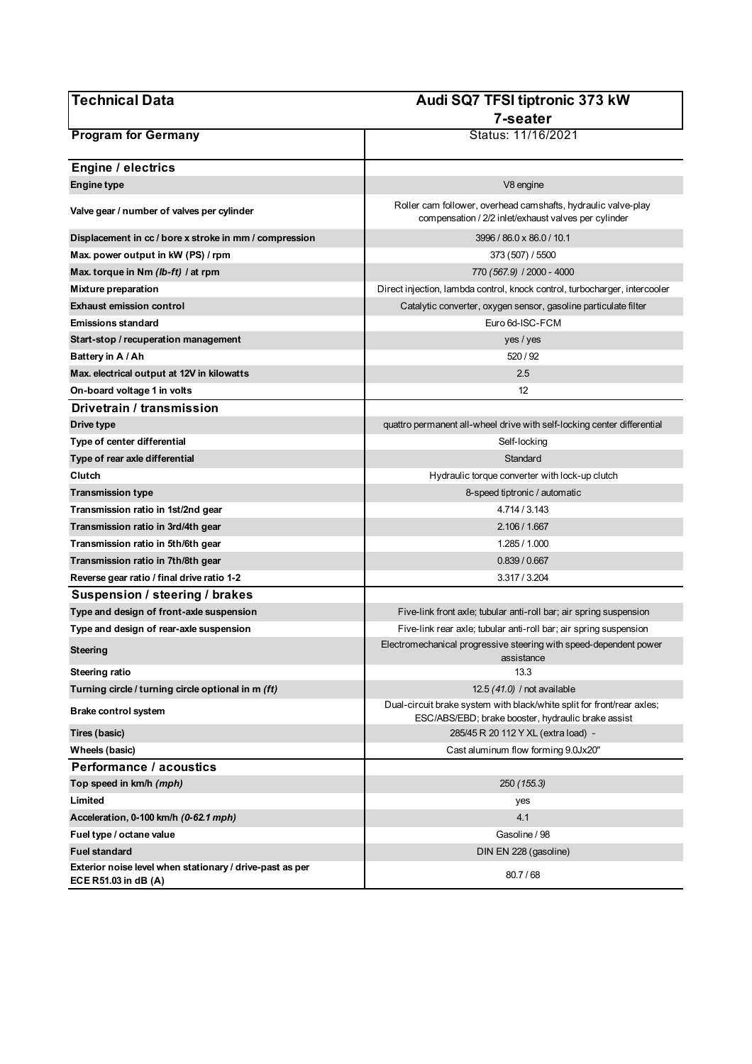| Technical Data | Audi SQ7 TFSI tiptronic 373 kW 7-seater |
|---|---|
| **Program for Germany** | Status: 11/16/2021 |
| **Engine / electrics** | |
| **Engine type** | V8 engine |
| **Valve gear / number of valves per cylinder** | Roller cam follower, overhead camshafts, hydraulic valve-play compensation / 2/2 inlet/exhaust valves per cylinder |
| **Displacement in cc / bore x stroke in mm / compression** | 3996 / 86.0 x 86.0 / 10.1 |
| **Max. power output in kW (PS) / rpm** | 373 (507) / 5500 |
| **Max. torque in Nm *(lb-ft)* / at rpm** | 770 *(567.9)* / 2000 - 4000 |
| **Mixture preparation** | Direct injection, lambda control, knock control, turbocharger, intercooler |
| **Exhaust emission control** | Catalytic converter, oxygen sensor, gasoline particulate filter |
| **Emissions standard** | Euro 6d-ISC-FCM |
| **Start-stop / recuperation management** | yes / yes |
| **Battery in A / Ah** | 520 / 92 |
| **Max. electrical output at 12V in kilowatts** | 2.5 |
| **On-board voltage 1 in volts** | 12 |
| **Drivetrain / transmission** | |
| **Drive type** | quattro permanent all-wheel drive with self-locking center differential |
| **Type of center differential** | Self-locking |
| **Type of rear axle differential** | Standard |
| **Clutch** | Hydraulic torque converter with lock-up clutch |
| **Transmission type** | 8-speed tiptronic / automatic |
| **Transmission ratio in 1st/2nd gear** | 4.714 / 3.143 |
| **Transmission ratio in 3rd/4th gear** | 2.106 / 1.667 |
| **Transmission ratio in 5th/6th gear** | 1.285 / 1.000 |
| **Transmission ratio in 7th/8th gear** | 0.839 / 0.667 |
| **Reverse gear ratio / final drive ratio 1-2** | 3.317 / 3.204 |
| **Suspension / steering / brakes** | |
| **Type and design of front-axle suspension** | Five-link front axle; tubular anti-roll bar; air spring suspension |
| **Type and design of rear-axle suspension** | Five-link rear axle; tubular anti-roll bar; air spring suspension |
| **Steering** | Electromechanical progressive steering with speed-dependent power assistance |
| **Steering ratio** | 13.3 |
| **Turning circle / turning circle optional in m *(ft)*** | 12.5 *(41.0)* / not available |
| **Brake control system** | Dual-circuit brake system with black/white split for front/rear axles; ESC/ABS/EBD; brake booster, hydraulic brake assist |
| **Tires (basic)** | 285/45 R 20 112 Y XL (extra load) - |
| **Wheels (basic)** | Cast aluminum flow forming 9.0Jx20" |
| **Performance / acoustics** | |
| **Top speed in km/h *(mph)*** | 250 *(155.3)* |
| **Limited** | yes |
| **Acceleration, 0-100 km/h *(0-62.1 mph)*** | 4.1 |
| **Fuel type / octane value** | Gasoline / 98 |
| **Fuel standard** | DIN EN 228 (gasoline) |
| **Exterior noise level when stationary / drive-past as per ECE R51.03 in dB (A)** | 80.7 / 68 |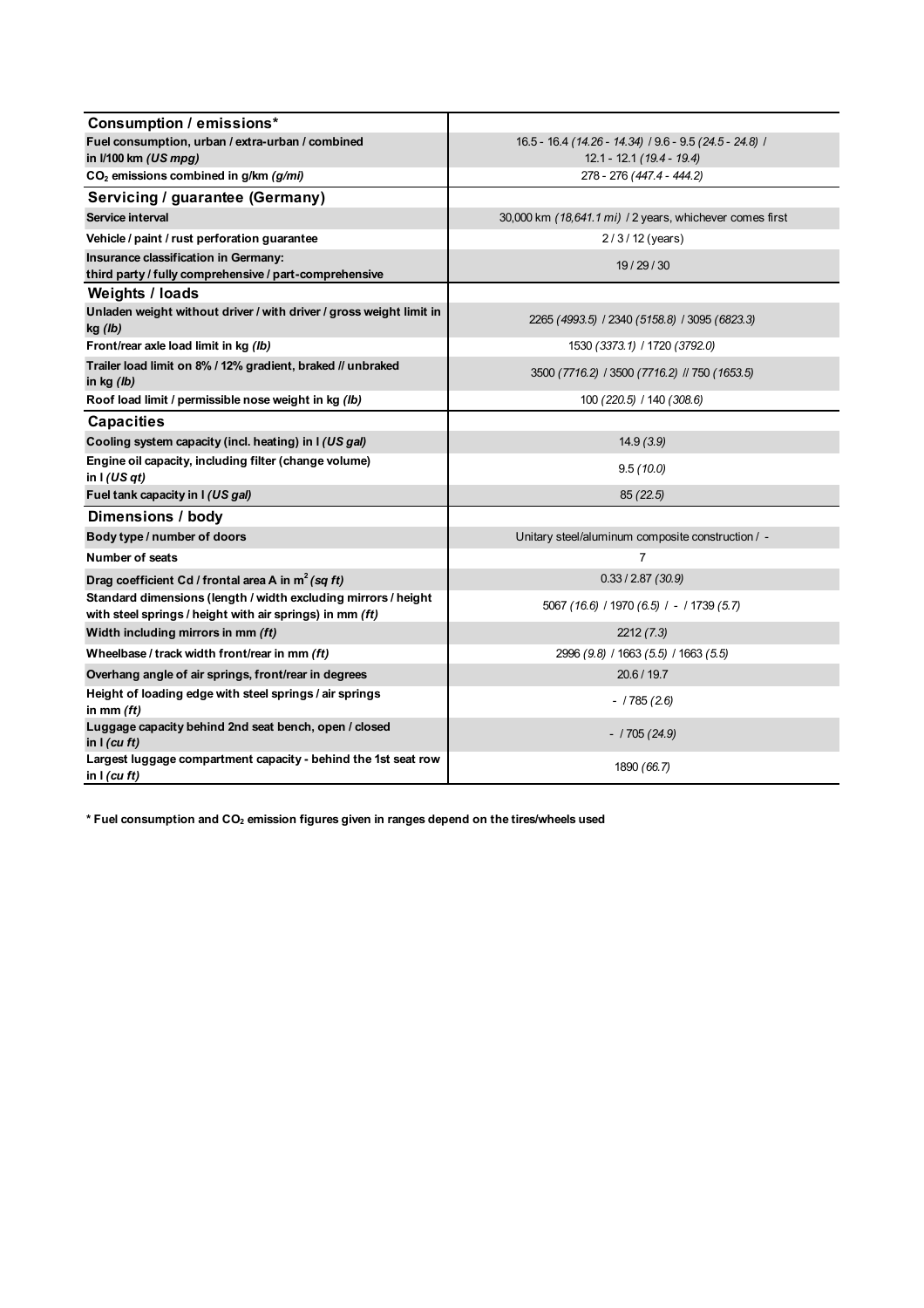| | |
|---|---|
| **Consumption / emissions*** | |
| **Fuel consumption, urban / extra-urban / combined in l/100 km *(US mpg)*** | 16.5 - 16.4 *(14.26 - 14.34)* / 9.6 - 9.5 *(24.5 - 24.8)* / 12.1 - 12.1 *(19.4 - 19.4)* |
| **$CO_2$ emissions combined in g/km *(g/mi)*** | 278 - 276 *(447.4 - 444.2)* |
| **Servicing / guarantee (Germany)** | |
| **Service interval** | 30,000 km *(18,641.1 mi)* / 2 years, whichever comes first |
| **Vehicle / paint / rust perforation guarantee** | 2 / 3 / 12 (years) |
| **Insurance classification in Germany: third party / fully comprehensive / part-comprehensive** | 19 / 29 / 30 |
| **Weights / loads** | |
| **Unladen weight without driver / with driver / gross weight limit in kg *(lb)*** | 2265 *(4993.5)* / 2340 *(5158.8)* / 3095 *(6823.3)* |
| **Front/rear axle load limit in kg *(lb)*** | 1530 *(3373.1)* / 1720 *(3792.0)* |
| **Trailer load limit on 8% / 12% gradient, braked // unbraked in kg *(lb)*** | 3500 *(7716.2)* / 3500 *(7716.2)* // 750 *(1653.5)* |
| **Roof load limit / permissible nose weight in kg *(lb)*** | 100 *(220.5)* / 140 *(308.6)* |
| **Capacities** | |
| **Cooling system capacity (incl. heating) in l *(US gal)*** | 14.9 *(3.9)* |
| **Engine oil capacity, including filter (change volume) in l *(US qt)*** | 9.5 *(10.0)* |
| **Fuel tank capacity in l *(US gal)*** | 85 *(22.5)* |
| **Dimensions / body** | |
| **Body type / number of doors** | Unitary steel/aluminum composite construction / - |
| **Number of seats** | 7 |
| **Drag coefficient Cd / frontal area A in $m^2$ *(sq ft)*** | 0.33 / 2.87 *(30.9)* |
| **Standard dimensions (length / width excluding mirrors / height with steel springs / height with air springs) in mm *(ft)*** | 5067 *(16.6)* / 1970 *(6.5)* / - / 1739 *(5.7)* |
| **Width including mirrors in mm *(ft)*** | 2212 *(7.3)* |
| **Wheelbase / track width front/rear in mm *(ft)*** | 2996 *(9.8)* / 1663 *(5.5)* / 1663 *(5.5)* |
| **Overhang angle of air springs, front/rear in degrees** | 20.6 / 19.7 |
| **Height of loading edge with steel springs / air springs in mm *(ft)*** | - / 785 *(2.6)* |
| **Luggage capacity behind 2nd seat bench, open / closed in l *(cu ft)*** | - / 705 *(24.9)* |
| **Largest luggage compartment capacity - behind the 1st seat row in l *(cu ft)*** | 1890 *(66.7)* |

**\* Fuel consumption and $CO_2$ emission figures given in ranges depend on the tires/wheels used**